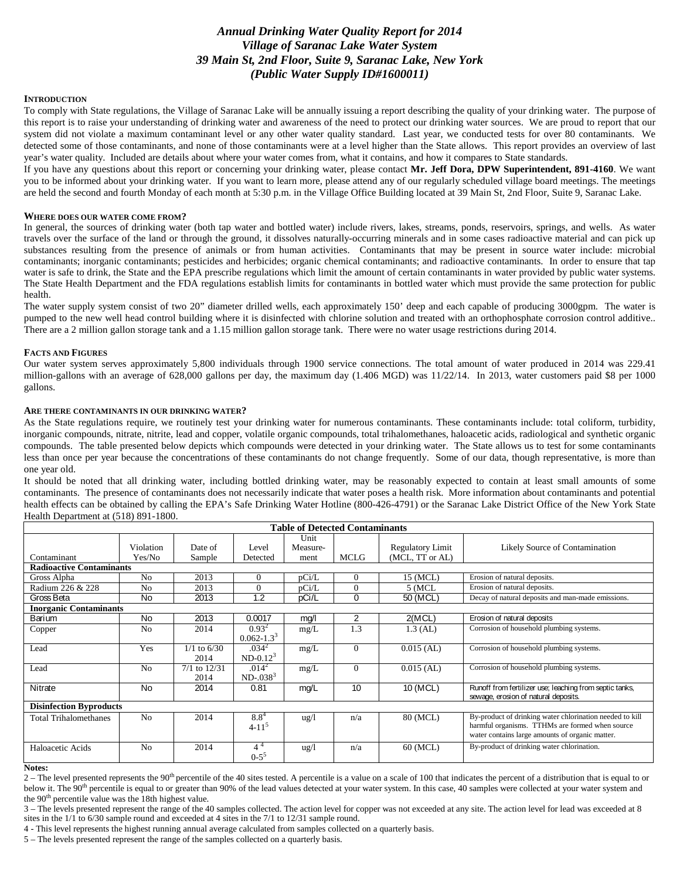# *Annual Drinking Water Quality Report for 2014*
# *Village of Saranac Lake Water System*
# *39 Main St, 2nd Floor, Suite 9, Saranac Lake, New York*
# *(Public Water Supply ID#1600011)*

**INTRODUCTION**

To comply with State regulations, the Village of Saranac Lake will be annually issuing a report describing the quality of your drinking water. The purpose of this report is to raise your understanding of drinking water and awareness of the need to protect our drinking water sources. We are proud to report that our system did not violate a maximum contaminant level or any other water quality standard. Last year, we conducted tests for over 80 contaminants. We detected some of those contaminants, and none of those contaminants were at a level higher than the State allows. This report provides an overview of last year's water quality. Included are details about where your water comes from, what it contains, and how it compares to State standards.

If you have any questions about this report or concerning your drinking water, please contact **Mr. Jeff Dora, DPW Superintendent, 891-4160**. We want you to be informed about your drinking water. If you want to learn more, please attend any of our regularly scheduled village board meetings. The meetings are held the second and fourth Monday of each month at 5:30 p.m. in the Village Office Building located at 39 Main St, 2nd Floor, Suite 9, Saranac Lake.

**WHERE DOES OUR WATER COME FROM?**

In general, the sources of drinking water (both tap water and bottled water) include rivers, lakes, streams, ponds, reservoirs, springs, and wells. As water travels over the surface of the land or through the ground, it dissolves naturally-occurring minerals and in some cases radioactive material and can pick up substances resulting from the presence of animals or from human activities. Contaminants that may be present in source water include: microbial contaminants; inorganic contaminants; pesticides and herbicides; organic chemical contaminants; and radioactive contaminants. In order to ensure that tap water is safe to drink, the State and the EPA prescribe regulations which limit the amount of certain contaminants in water provided by public water systems. The State Health Department and the FDA regulations establish limits for contaminants in bottled water which must provide the same protection for public health.

The water supply system consist of two 20" diameter drilled wells, each approximately 150' deep and each capable of producing 3000gpm. The water is pumped to the new well head control building where it is disinfected with chlorine solution and treated with an orthophosphate corrosion control additive.. There are a 2 million gallon storage tank and a 1.15 million gallon storage tank. There were no water usage restrictions during 2014.

**FACTS AND FIGURES**

Our water system serves approximately 5,800 individuals through 1900 service connections. The total amount of water produced in 2014 was 229.41 million-gallons with an average of 628,000 gallons per day, the maximum day (1.406 MGD) was 11/22/14. In 2013, water customers paid $8 per 1000 gallons.

**ARE THERE CONTAMINANTS IN OUR DRINKING WATER?**

As the State regulations require, we routinely test your drinking water for numerous contaminants. These contaminants include: total coliform, turbidity, inorganic compounds, nitrate, nitrite, lead and copper, volatile organic compounds, total trihalomethanes, haloacetic acids, radiological and synthetic organic compounds. The table presented below depicts which compounds were detected in your drinking water. The State allows us to test for some contaminants less than once per year because the concentrations of these contaminants do not change frequently. Some of our data, though representative, is more than one year old.

It should be noted that all drinking water, including bottled drinking water, may be reasonably expected to contain at least small amounts of some contaminants. The presence of contaminants does not necessarily indicate that water poses a health risk. More information about contaminants and potential health effects can be obtained by calling the EPA's Safe Drinking Water Hotline (800-426-4791) or the Saranac Lake District Office of the New York State Health Department at (518) 891-1800.

**Table of Detected Contaminants**

| Contaminant | Violation Yes/No | Date of Sample | Level Detected | Unit Measure-ment | MCLG | Regulatory Limit (MCL, TT or AL) | Likely Source of Contamination |
|---|---|---|---|---|---|---|---|
| **Radioactive Contaminants** | | | | | | | |
| Gross Alpha | No | 2013 | 0 | pCi/L | 0 | 15 (MCL) | Erosion of natural deposits. |
| Radium 226 & 228 | No | 2013 | 0 | pCi/L | 0 | 5 (MCL | Erosion of natural deposits. |
| Gross Beta | No | 2013 | 1.2 | pCi/L | 0 | 50 (MCL) | Decay of natural deposits and man-made emissions. |
| **Inorganic Contaminants** | | | | | | | |
| Barium | No | 2013 | 0.0017 | mg/l | 2 | 2(MCL) | Erosion of natural deposits |
| Copper | No | 2014 | 0.93[2] 0.062-1.3[3] | mg/L | 1.3 | 1.3 (AL) | Corrosion of household plumbing systems. |
| Lead | Yes | 1/1 to 6/30 2014 | .034[2] ND-0.12[3] | mg/L | 0 | 0.015 (AL) | Corrosion of household plumbing systems. |
| Lead | No | 7/1 to 12/31 2014 | .014[2] ND-.038[3] | mg/L | 0 | 0.015 (AL) | Corrosion of household plumbing systems. |
| Nitrate | No | 2014 | 0.81 | mg/L | 10 | 10 (MCL) | Runoff from fertilizer use; leaching from septic tanks, sewage, erosion of natural deposits. |
| **Disinfection Byproducts** | | | | | | | |
| Total Trihalomethanes | No | 2014 | 8.8[4] 4-11[5] | ug/l | n/a | 80 (MCL) | By-product of drinking water chlorination needed to kill harmful organisms. TTHMs are formed when source water contains large amounts of organic matter. |
| Haloacetic Acids | No | 2014 | 4[4] 0-5[5] | ug/l | n/a | 60 (MCL) | By-product of drinking water chlorination. |

**Notes:**

2 – The level presented represents the 90th percentile of the 40 sites tested. A percentile is a value on a scale of 100 that indicates the percent of a distribution that is equal to or below it. The 90th percentile is equal to or greater than 90% of the lead values detected at your water system. In this case, 40 samples were collected at your water system and the 90th percentile value was the 18th highest value.

3 – The levels presented represent the range of the 40 samples collected. The action level for copper was not exceeded at any site. The action level for lead was exceeded at 8 sites in the 1/1 to 6/30 sample round and exceeded at 4 sites in the 7/1 to 12/31 sample round.

4 - This level represents the highest running annual average calculated from samples collected on a quarterly basis.

5 – The levels presented represent the range of the samples collected on a quarterly basis.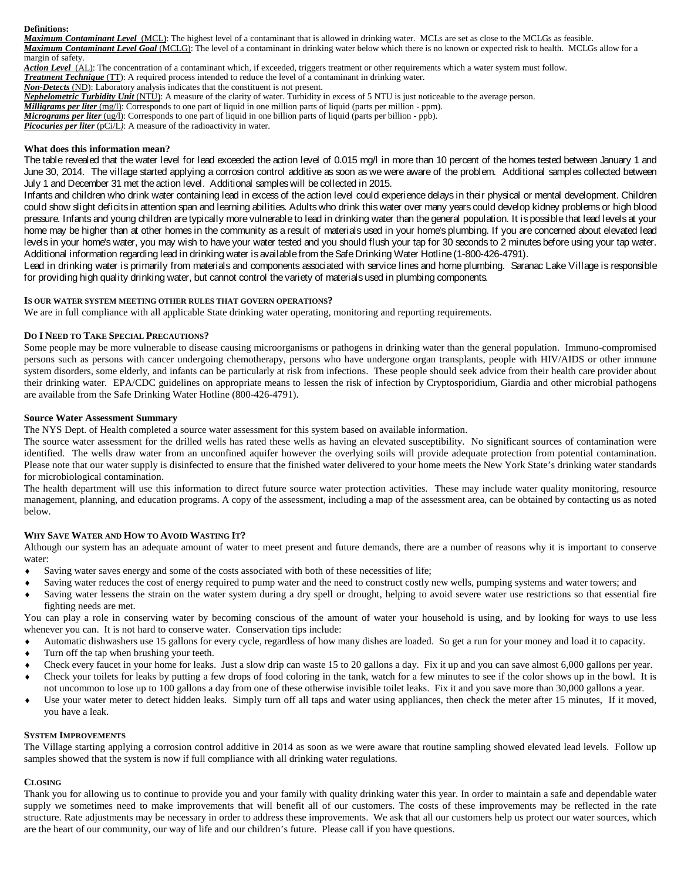**Definitions:**

***Maximum Contaminant Level*** (MCL): The highest level of a contaminant that is allowed in drinking water. MCLs are set as close to the MCLGs as feasible.

***Maximum Contaminant Level Goal*** (MCLG): The level of a contaminant in drinking water below which there is no known or expected risk to health. MCLGs allow for a margin of safety.

***Action Level*** (AL): The concentration of a contaminant which, if exceeded, triggers treatment or other requirements which a water system must follow.

***Treatment Technique*** (TT): A required process intended to reduce the level of a contaminant in drinking water.

***Non-Detects*** (ND): Laboratory analysis indicates that the constituent is not present.

***Nephelometric Turbidity Unit*** (NTU): A measure of the clarity of water. Turbidity in excess of 5 NTU is just noticeable to the average person.

***Milligrams per liter*** (mg/l): Corresponds to one part of liquid in one million parts of liquid (parts per million - ppm).

***Micrograms per liter*** (ug/l): Corresponds to one part of liquid in one billion parts of liquid (parts per billion - ppb).

***Picocuries per liter*** (pCi/L): A measure of the radioactivity in water.

**What does this information mean?**

The table revealed that the water level for lead exceeded the action level of 0.015 mg/l in more than 10 percent of the homes tested between January 1 and June 30, 2014. The village started applying a corrosion control additive as soon as we were aware of the problem. Additional samples collected between July 1 and December 31 met the action level. Additional samples will be collected in 2015.

Infants and children who drink water containing lead in excess of the action level could experience delays in their physical or mental development. Children could show slight deficits in attention span and learning abilities. Adults who drink this water over many years could develop kidney problems or high blood pressure. Infants and young children are typically more vulnerable to lead in drinking water than the general population. It is possible that lead levels at your home may be higher than at other homes in the community as a result of materials used in your home's plumbing. If you are concerned about elevated lead levels in your home's water, you may wish to have your water tested and you should flush your tap for 30 seconds to 2 minutes before using your tap water. Additional information regarding lead in drinking water is available from the Safe Drinking Water Hotline (1-800-426-4791).

Lead in drinking water is primarily from materials and components associated with service lines and home plumbing. Saranac Lake Village is responsible for providing high quality drinking water, but cannot control the variety of materials used in plumbing components.

**IS OUR WATER SYSTEM MEETING OTHER RULES THAT GOVERN OPERATIONS?**

We are in full compliance with all applicable State drinking water operating, monitoring and reporting requirements.

**DO I NEED TO TAKE SPECIAL PRECAUTIONS?**

Some people may be more vulnerable to disease causing microorganisms or pathogens in drinking water than the general population. Immuno-compromised persons such as persons with cancer undergoing chemotherapy, persons who have undergone organ transplants, people with HIV/AIDS or other immune system disorders, some elderly, and infants can be particularly at risk from infections. These people should seek advice from their health care provider about their drinking water. EPA/CDC guidelines on appropriate means to lessen the risk of infection by Cryptosporidium, Giardia and other microbial pathogens are available from the Safe Drinking Water Hotline (800-426-4791).

**Source Water Assessment Summary**

The NYS Dept. of Health completed a source water assessment for this system based on available information.

The source water assessment for the drilled wells has rated these wells as having an elevated susceptibility. No significant sources of contamination were identified. The wells draw water from an unconfined aquifer however the overlying soils will provide adequate protection from potential contamination. Please note that our water supply is disinfected to ensure that the finished water delivered to your home meets the New York State's drinking water standards for microbiological contamination.

The health department will use this information to direct future source water protection activities. These may include water quality monitoring, resource management, planning, and education programs. A copy of the assessment, including a map of the assessment area, can be obtained by contacting us as noted below.

**WHY SAVE WATER AND HOW TO AVOID WASTING IT?**

Although our system has an adequate amount of water to meet present and future demands, there are a number of reasons why it is important to conserve water:

- Saving water saves energy and some of the costs associated with both of these necessities of life;
- Saving water reduces the cost of energy required to pump water and the need to construct costly new wells, pumping systems and water towers; and
- Saving water lessens the strain on the water system during a dry spell or drought, helping to avoid severe water use restrictions so that essential fire fighting needs are met.

You can play a role in conserving water by becoming conscious of the amount of water your household is using, and by looking for ways to use less whenever you can. It is not hard to conserve water. Conservation tips include:

- Automatic dishwashers use 15 gallons for every cycle, regardless of how many dishes are loaded. So get a run for your money and load it to capacity.
- Turn off the tap when brushing your teeth.
- Check every faucet in your home for leaks. Just a slow drip can waste 15 to 20 gallons a day. Fix it up and you can save almost 6,000 gallons per year.
- Check your toilets for leaks by putting a few drops of food coloring in the tank, watch for a few minutes to see if the color shows up in the bowl. It is not uncommon to lose up to 100 gallons a day from one of these otherwise invisible toilet leaks. Fix it and you save more than 30,000 gallons a year.
- Use your water meter to detect hidden leaks. Simply turn off all taps and water using appliances, then check the meter after 15 minutes, If it moved, you have a leak.

**SYSTEM IMPROVEMENTS**

The Village starting applying a corrosion control additive in 2014 as soon as we were aware that routine sampling showed elevated lead levels. Follow up samples showed that the system is now if full compliance with all drinking water regulations.

**CLOSING**

Thank you for allowing us to continue to provide you and your family with quality drinking water this year. In order to maintain a safe and dependable water supply we sometimes need to make improvements that will benefit all of our customers. The costs of these improvements may be reflected in the rate structure. Rate adjustments may be necessary in order to address these improvements. We ask that all our customers help us protect our water sources, which are the heart of our community, our way of life and our children's future. Please call if you have questions.